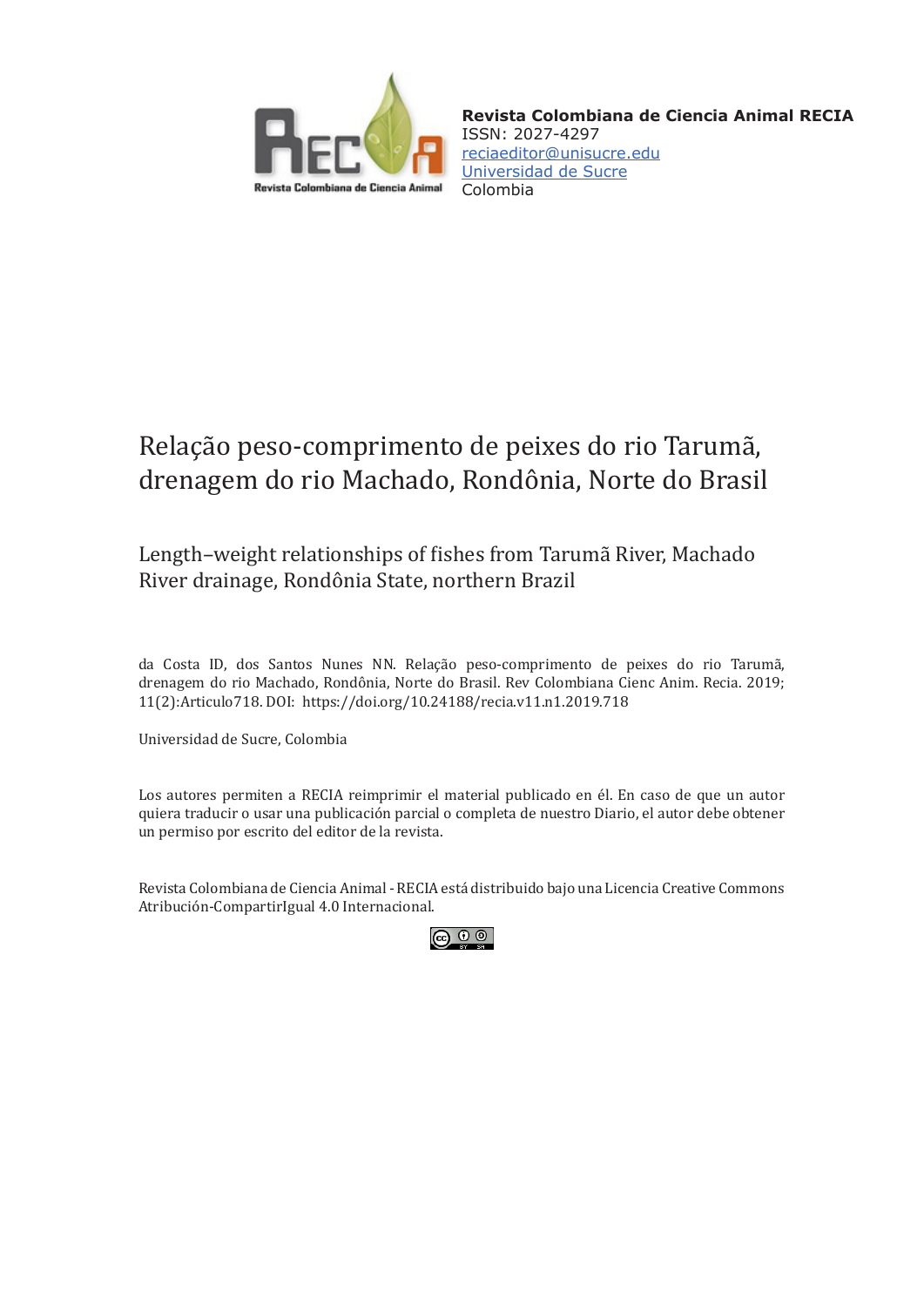**Revista Colombiana de Ciencia Animal RECIA**
ISSN: 2027-4297
reciaeditor@unisucre.edu
Universidad de Sucre
Colombia

# Relação peso-comprimento de peixes do rio Tarumã, drenagem do rio Machado, Rondônia, Norte do Brasil

## Length–weight relationships of fishes from Tarumã River, Machado River drainage, Rondônia State, northern Brazil

da Costa ID, dos Santos Nunes NN. Relação peso-comprimento de peixes do rio Tarumã, drenagem do rio Machado, Rondônia, Norte do Brasil. Rev Colombiana Cienc Anim. Recia. 2019; 11(2):Articulo718. DOI: https://doi.org/10.24188/recia.v11.n1.2019.718

Universidad de Sucre, Colombia

Los autores permiten a RECIA reimprimir el material publicado en él. En caso de que un autor quiera traducir o usar una publicación parcial o completa de nuestro Diario, el autor debe obtener un permiso por escrito del editor de la revista.

Revista Colombiana de Ciencia Animal - RECIA está distribuido bajo una Licencia Creative Commons Atribución-CompartirIgual 4.0 Internacional.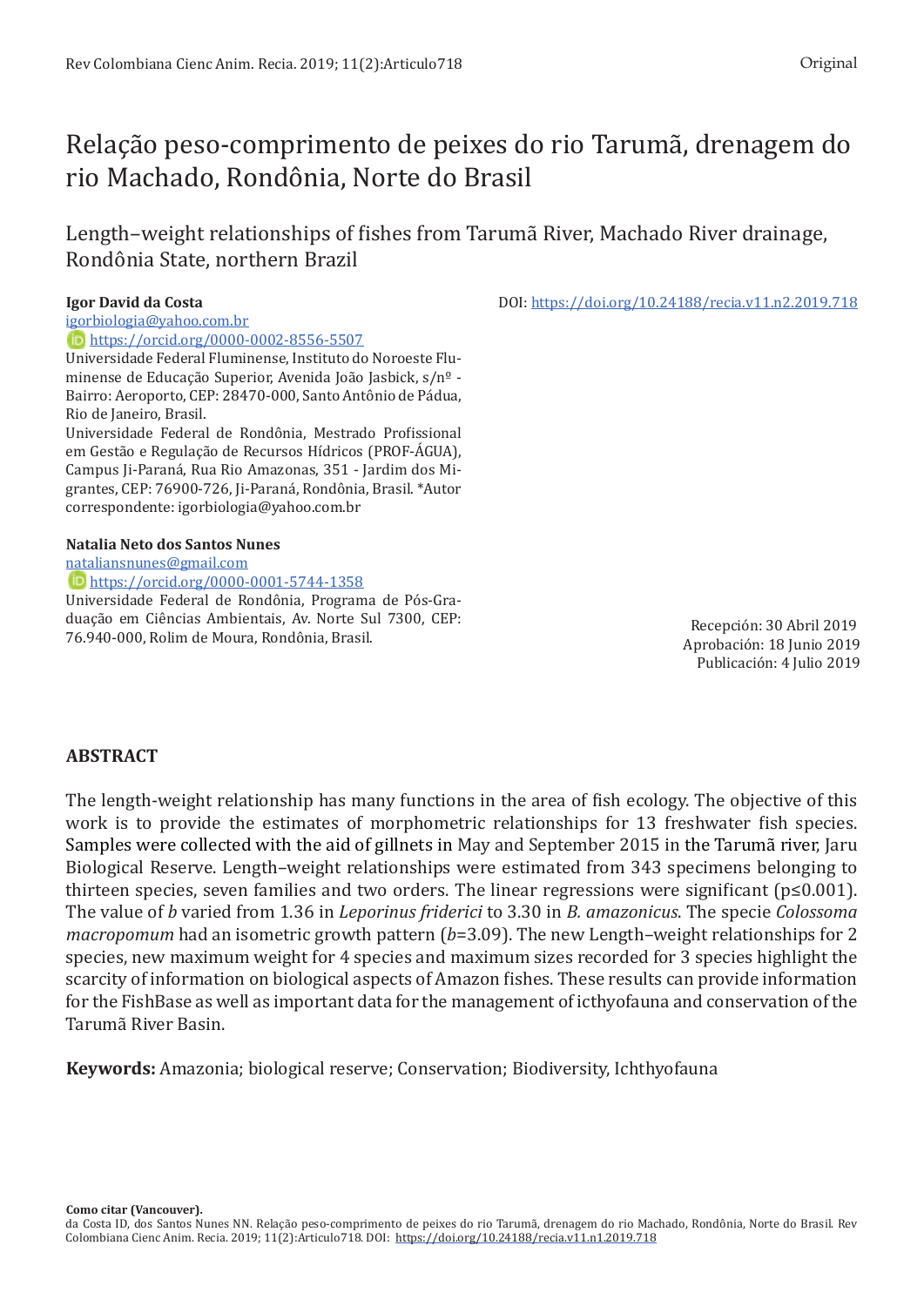# Relação peso-comprimento de peixes do rio Tarumã, drenagem do rio Machado, Rondônia, Norte do Brasil

## Length–weight relationships of fishes from Tarumã River, Machado River drainage, Rondônia State, northern Brazil

**Igor David da Costa**
igorbiologia@yahoo.com.br
https://orcid.org/0000-0002-8556-5507
Universidade Federal Fluminense, Instituto do Noroeste Fluminense de Educação Superior, Avenida João Jasbick, s/nº - Bairro: Aeroporto, CEP: 28470-000, Santo Antônio de Pádua, Rio de Janeiro, Brasil.
Universidade Federal de Rondônia, Mestrado Profissional em Gestão e Regulação de Recursos Hídricos (PROF-ÁGUA), Campus Ji-Paraná, Rua Rio Amazonas, 351 - Jardim dos Migrantes, CEP: 76900-726, Ji-Paraná, Rondônia, Brasil. *Autor correspondente: igorbiologia@yahoo.com.br

**Natalia Neto dos Santos Nunes**
nataliansnunes@gmail.com
https://orcid.org/0000-0001-5744-1358
Universidade Federal de Rondônia, Programa de Pós-Graduação em Ciências Ambientais, Av. Norte Sul 7300, CEP: 76.940-000, Rolim de Moura, Rondônia, Brasil.

DOI: https://doi.org/10.24188/recia.v11.n2.2019.718

Recepción: 30 Abril 2019
Aprobación: 18 Junio 2019
Publicación: 4 Julio 2019

## ABSTRACT

The length-weight relationship has many functions in the area of fish ecology. The objective of this work is to provide the estimates of morphometric relationships for 13 freshwater fish species. Samples were collected with the aid of gillnets in May and September 2015 in the Tarumã river, Jaru Biological Reserve. Length–weight relationships were estimated from 343 specimens belonging to thirteen species, seven families and two orders. The linear regressions were significant ($p \leq 0.001$). The value of $b$ varied from 1.36 in *Leporinus friderici* to 3.30 in *B. amazonicus*. The specie *Colossoma macropomum* had an isometric growth pattern ($b$=3.09). The new Length–weight relationships for 2 species, new maximum weight for 4 species and maximum sizes recorded for 3 species highlight the scarcity of information on biological aspects of Amazon fishes. These results can provide information for the FishBase as well as important data for the management of icthyofauna and conservation of the Tarumã River Basin.

**Keywords:** Amazonia; biological reserve; Conservation; Biodiversity, Ichthyofauna

**Como citar (Vancouver).**
da Costa ID, dos Santos Nunes NN. Relação peso-comprimento de peixes do rio Tarumã, drenagem do rio Machado, Rondônia, Norte do Brasil. Rev Colombiana Cienc Anim. Recia. 2019; 11(2):Articulo718. DOI: https://doi.org/10.24188/recia.v11.n1.2019.718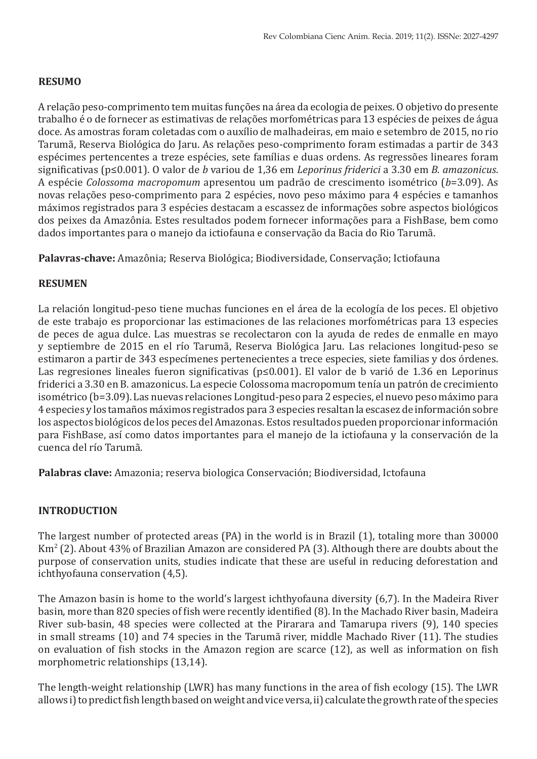## RESUMO

A relação peso-comprimento tem muitas funções na área da ecologia de peixes. O objetivo do presente trabalho é o de fornecer as estimativas de relações morfométricas para 13 espécies de peixes de água doce. As amostras foram coletadas com o auxílio de malhadeiras, em maio e setembro de 2015, no rio Tarumã, Reserva Biológica do Jaru. As relações peso-comprimento foram estimadas a partir de 343 espécimes pertencentes a treze espécies, sete famílias e duas ordens. As regressões lineares foram significativas (p≤0.001). O valor de *b* variou de 1,36 em *Leporinus friderici* a 3.30 em *B. amazonicus*. A espécie *Colossoma macropomum* apresentou um padrão de crescimento isométrico (*b*=3.09). As novas relações peso-comprimento para 2 espécies, novo peso máximo para 4 espécies e tamanhos máximos registrados para 3 espécies destacam a escassez de informações sobre aspectos biológicos dos peixes da Amazônia. Estes resultados podem fornecer informações para a FishBase, bem como dados importantes para o manejo da ictiofauna e conservação da Bacia do Rio Tarumã.

**Palavras-chave:** Amazônia; Reserva Biológica; Biodiversidade, Conservação; Ictiofauna

## RESUMEN

La relación longitud-peso tiene muchas funciones en el área de la ecología de los peces. El objetivo de este trabajo es proporcionar las estimaciones de las relaciones morfométricas para 13 especies de peces de agua dulce. Las muestras se recolectaron con la ayuda de redes de enmalle en mayo y septiembre de 2015 en el río Tarumã, Reserva Biológica Jaru. Las relaciones longitud-peso se estimaron a partir de 343 especímenes pertenecientes a trece especies, siete familias y dos órdenes. Las regresiones lineales fueron significativas (p≤0.001). El valor de b varió de 1.36 en Leporinus friderici a 3.30 en B. amazonicus. La especie Colossoma macropomum tenía un patrón de crecimiento isométrico (b=3.09). Las nuevas relaciones Longitud-peso para 2 especies, el nuevo peso máximo para 4 especies y los tamaños máximos registrados para 3 especies resaltan la escasez de información sobre los aspectos biológicos de los peces del Amazonas. Estos resultados pueden proporcionar información para FishBase, así como datos importantes para el manejo de la ictiofauna y la conservación de la cuenca del río Tarumã.

**Palabras clave:** Amazonia; reserva biologica Conservación; Biodiversidad, Ictofauna

## INTRODUCTION

The largest number of protected areas (PA) in the world is in Brazil (1), totaling more than 30000 Km$^2$ (2). About 43% of Brazilian Amazon are considered PA (3). Although there are doubts about the purpose of conservation units, studies indicate that these are useful in reducing deforestation and ichthyofauna conservation (4,5).

The Amazon basin is home to the world's largest ichthyofauna diversity (6,7). In the Madeira River basin, more than 820 species of fish were recently identified (8). In the Machado River basin, Madeira River sub-basin, 48 species were collected at the Pirarara and Tamarupa rivers (9), 140 species in small streams (10) and 74 species in the Tarumã river, middle Machado River (11). The studies on evaluation of fish stocks in the Amazon region are scarce (12), as well as information on fish morphometric relationships (13,14).

The length-weight relationship (LWR) has many functions in the area of fish ecology (15). The LWR allows i) to predict fish length based on weight and vice versa, ii) calculate the growth rate of the species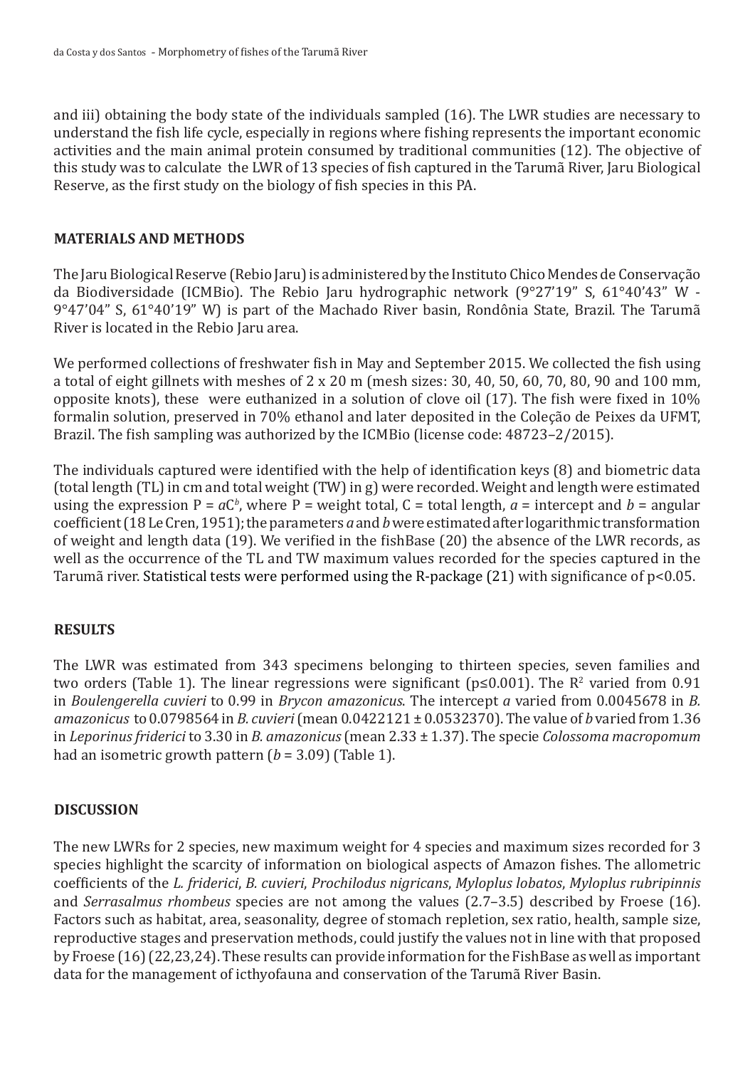and iii) obtaining the body state of the individuals sampled (16). The LWR studies are necessary to understand the fish life cycle, especially in regions where fishing represents the important economic activities and the main animal protein consumed by traditional communities (12). The objective of this study was to calculate the LWR of 13 species of fish captured in the Tarumã River, Jaru Biological Reserve, as the first study on the biology of fish species in this PA.

## MATERIALS AND METHODS

The Jaru Biological Reserve (Rebio Jaru) is administered by the Instituto Chico Mendes de Conservação da Biodiversidade (ICMBio). The Rebio Jaru hydrographic network (9°27'19" S, 61°40'43" W - 9°47'04" S, 61°40'19" W) is part of the Machado River basin, Rondônia State, Brazil. The Tarumã River is located in the Rebio Jaru area.

We performed collections of freshwater fish in May and September 2015. We collected the fish using a total of eight gillnets with meshes of 2 x 20 m (mesh sizes: 30, 40, 50, 60, 70, 80, 90 and 100 mm, opposite knots), these were euthanized in a solution of clove oil (17). The fish were fixed in 10% formalin solution, preserved in 70% ethanol and later deposited in the Coleção de Peixes da UFMT, Brazil. The fish sampling was authorized by the ICMBio (license code: 48723–2/2015).

The individuals captured were identified with the help of identification keys (8) and biometric data (total length (TL) in cm and total weight (TW) in g) were recorded. Weight and length were estimated using the expression $P = aC^b$, where P = weight total, C = total length, $a$ = intercept and $b$ = angular coefficient (18 Le Cren, 1951); the parameters $a$ and $b$ were estimated after logarithmic transformation of weight and length data (19). We verified in the fishBase (20) the absence of the LWR records, as well as the occurrence of the TL and TW maximum values recorded for the species captured in the Tarumã river. Statistical tests were performed using the R-package (21) with significance of $p<0.05$.

## RESULTS

The LWR was estimated from 343 specimens belonging to thirteen species, seven families and two orders (Table 1). The linear regressions were significant ($p \leq 0.001$). The $R^2$ varied from 0.91 in *Boulengerella cuvieri* to 0.99 in *Brycon amazonicus*. The intercept $a$ varied from 0.0045678 in *B. amazonicus* to 0.0798564 in *B. cuvieri* (mean 0.0422121 ± 0.0532370). The value of $b$ varied from 1.36 in *Leporinus friderici* to 3.30 in *B. amazonicus* (mean 2.33 ± 1.37). The specie *Colossoma macropomum* had an isometric growth pattern ($b$ = 3.09) (Table 1).

## DISCUSSION

The new LWRs for 2 species, new maximum weight for 4 species and maximum sizes recorded for 3 species highlight the scarcity of information on biological aspects of Amazon fishes. The allometric coefficients of the *L. friderici*, *B. cuvieri*, *Prochilodus nigricans*, *Myloplus lobatos*, *Myloplus rubripinnis* and *Serrasalmus rhombeus* species are not among the values (2.7–3.5) described by Froese (16). Factors such as habitat, area, seasonality, degree of stomach repletion, sex ratio, health, sample size, reproductive stages and preservation methods, could justify the values not in line with that proposed by Froese (16) (22,23,24). These results can provide information for the FishBase as well as important data for the management of icthyofauna and conservation of the Tarumã River Basin.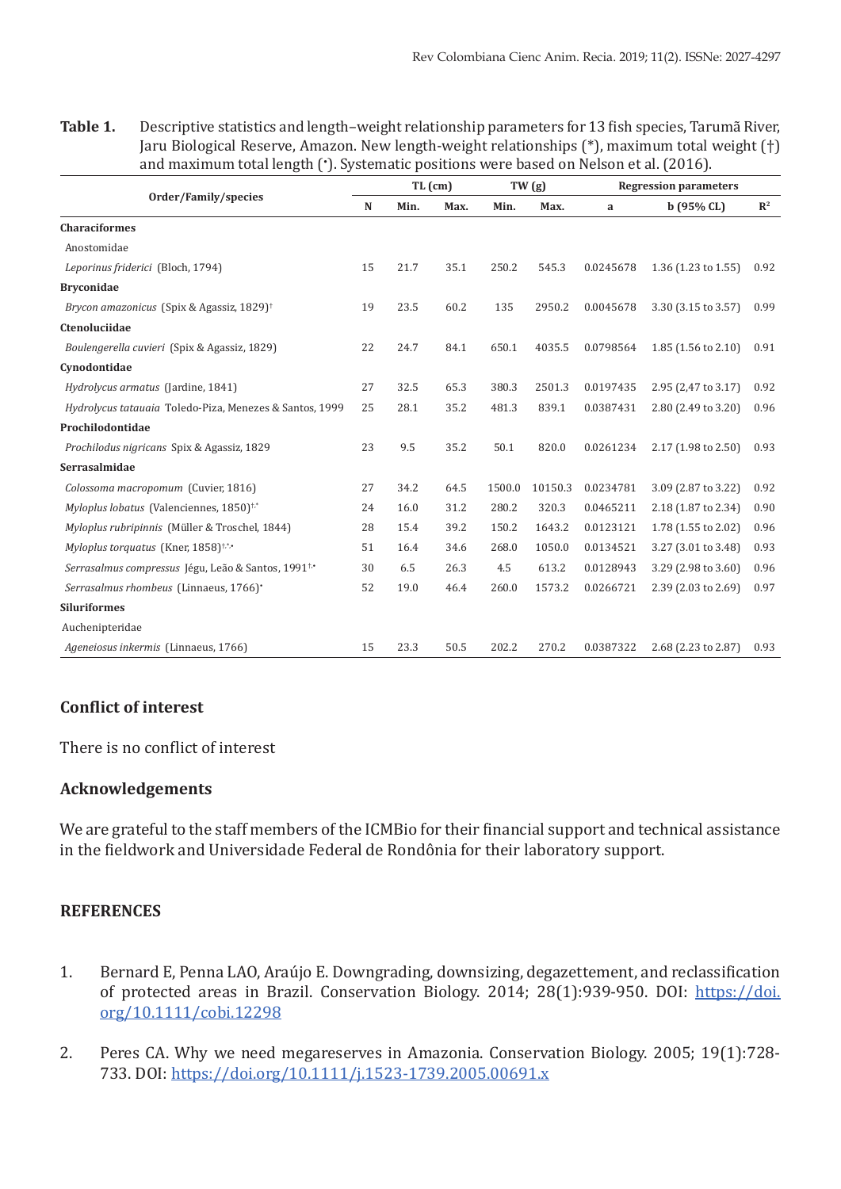**Table 1.** Descriptive statistics and length–weight relationship parameters for 13 fish species, Tarumã River, Jaru Biological Reserve, Amazon. New length-weight relationships (*), maximum total weight (†) and maximum total length (•). Systematic positions were based on Nelson et al. (2016).

| Order/Family/species | N | TL (cm) | | TW (g) | | Regression parameters | | |
|---|---|---|---|---|---|---|---|---|
| | | Min. | Max. | Min. | Max. | a | b (95% CL) | $R^2$ |
| **Characiformes** | | | | | | | | |
| Anostomidae | | | | | | | | |
| *Leporinus friderici* (Bloch, 1794) | 15 | 21.7 | 35.1 | 250.2 | 545.3 | 0.0245678 | 1.36 (1.23 to 1.55) | 0.92 |
| **Bryconidae** | | | | | | | | |
| *Brycon amazonicus* (Spix & Agassiz, 1829)† | 19 | 23.5 | 60.2 | 135 | 2950.2 | 0.0045678 | 3.30 (3.15 to 3.57) | 0.99 |
| **Ctenoluciidae** | | | | | | | | |
| *Boulengerella cuvieri* (Spix & Agassiz, 1829) | 22 | 24.7 | 84.1 | 650.1 | 4035.5 | 0.0798564 | 1.85 (1.56 to 2.10) | 0.91 |
| **Cynodontidae** | | | | | | | | |
| *Hydrolycus armatus* (Jardine, 1841) | 27 | 32.5 | 65.3 | 380.3 | 2501.3 | 0.0197435 | 2.95 (2,47 to 3.17) | 0.92 |
| *Hydrolycus tatauaia* Toledo-Piza, Menezes & Santos, 1999 | 25 | 28.1 | 35.2 | 481.3 | 839.1 | 0.0387431 | 2.80 (2.49 to 3.20) | 0.96 |
| **Prochilodontidae** | | | | | | | | |
| *Prochilodus nigricans* Spix & Agassiz, 1829 | 23 | 9.5 | 35.2 | 50.1 | 820.0 | 0.0261234 | 2.17 (1.98 to 2.50) | 0.93 |
| **Serrasalmidae** | | | | | | | | |
| *Colossoma macropomum* (Cuvier, 1816) | 27 | 34.2 | 64.5 | 1500.0 | 10150.3 | 0.0234781 | 3.09 (2.87 to 3.22) | 0.92 |
| *Myloplus lobatus* (Valenciennes, 1850)†,* | 24 | 16.0 | 31.2 | 280.2 | 320.3 | 0.0465211 | 2.18 (1.87 to 2.34) | 0.90 |
| *Myloplus rubripinnis* (Müller & Troschel, 1844) | 28 | 15.4 | 39.2 | 150.2 | 1643.2 | 0.0123121 | 1.78 (1.55 to 2.02) | 0.96 |
| *Myloplus torquatus* (Kner, 1858)†,*,• | 51 | 16.4 | 34.6 | 268.0 | 1050.0 | 0.0134521 | 3.27 (3.01 to 3.48) | 0.93 |
| *Serrasalmus compressus* Jégu, Leão & Santos, 1991†,• | 30 | 6.5 | 26.3 | 4.5 | 613.2 | 0.0128943 | 3.29 (2.98 to 3.60) | 0.96 |
| *Serrasalmus rhombeus* (Linnaeus, 1766)• | 52 | 19.0 | 46.4 | 260.0 | 1573.2 | 0.0266721 | 2.39 (2.03 to 2.69) | 0.97 |
| **Siluriformes** | | | | | | | | |
| Auchenipteridae | | | | | | | | |
| *Ageneiosus inkermis* (Linnaeus, 1766) | 15 | 23.3 | 50.5 | 202.2 | 270.2 | 0.0387322 | 2.68 (2.23 to 2.87) | 0.93 |

## Conflict of interest

There is no conflict of interest

## Acknowledgements

We are grateful to the staff members of the ICMBio for their financial support and technical assistance in the fieldwork and Universidade Federal de Rondônia for their laboratory support.

## REFERENCES

1. Bernard E, Penna LAO, Araújo E. Downgrading, downsizing, degazettement, and reclassification of protected areas in Brazil. Conservation Biology. 2014; 28(1):939-950. DOI: https://doi.org/10.1111/cobi.12298

2. Peres CA. Why we need megareserves in Amazonia. Conservation Biology. 2005; 19(1):728-733. DOI: https://doi.org/10.1111/j.1523-1739.2005.00691.x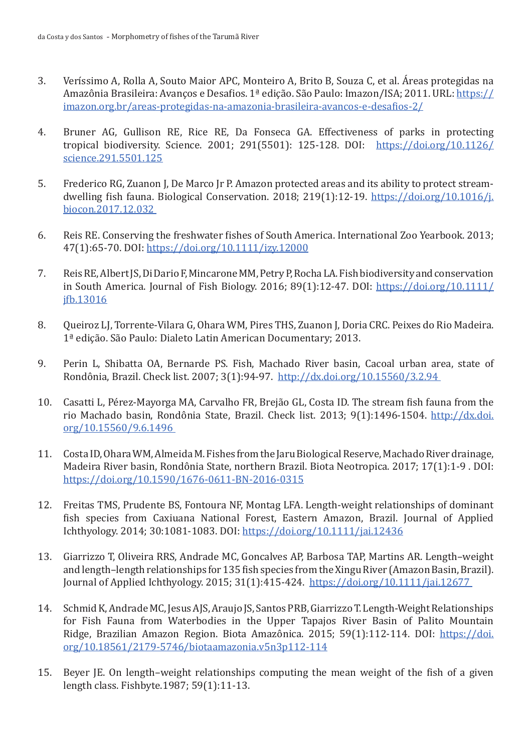3. Veríssimo A, Rolla A, Souto Maior APC, Monteiro A, Brito B, Souza C, et al. Áreas protegidas na Amazônia Brasileira: Avanços e Desafios. 1ª edição. São Paulo: Imazon/ISA; 2011. URL: https://imazon.org.br/areas-protegidas-na-amazonia-brasileira-avancos-e-desafios-2/

4. Bruner AG, Gullison RE, Rice RE, Da Fonseca GA. Effectiveness of parks in protecting tropical biodiversity. Science. 2001; 291(5501): 125-128. DOI: https://doi.org/10.1126/science.291.5501.125

5. Frederico RG, Zuanon J, De Marco Jr P. Amazon protected areas and its ability to protect stream-dwelling fish fauna. Biological Conservation. 2018; 219(1):12-19. https://doi.org/10.1016/j.biocon.2017.12.032

6. Reis RE. Conserving the freshwater fishes of South America. International Zoo Yearbook. 2013; 47(1):65-70. DOI: https://doi.org/10.1111/izy.12000

7. Reis RE, Albert JS, Di Dario F, Mincarone MM, Petry P, Rocha LA. Fish biodiversity and conservation in South America. Journal of Fish Biology. 2016; 89(1):12-47. DOI: https://doi.org/10.1111/jfb.13016

8. Queiroz LJ, Torrente-Vilara G, Ohara WM, Pires THS, Zuanon J, Doria CRC. Peixes do Rio Madeira. 1ª edição. São Paulo: Dialeto Latin American Documentary; 2013.

9. Perin L, Shibatta OA, Bernarde PS. Fish, Machado River basin, Cacoal urban area, state of Rondônia, Brazil. Check list. 2007; 3(1):94-97. http://dx.doi.org/10.15560/3.2.94

10. Casatti L, Pérez-Mayorga MA, Carvalho FR, Brejão GL, Costa ID. The stream fish fauna from the rio Machado basin, Rondônia State, Brazil. Check list. 2013; 9(1):1496-1504. http://dx.doi.org/10.15560/9.6.1496

11. Costa ID, Ohara WM, Almeida M. Fishes from the Jaru Biological Reserve, Machado River drainage, Madeira River basin, Rondônia State, northern Brazil. Biota Neotropica. 2017; 17(1):1-9 . DOI: https://doi.org/10.1590/1676-0611-BN-2016-0315

12. Freitas TMS, Prudente BS, Fontoura NF, Montag LFA. Length-weight relationships of dominant fish species from Caxiuana National Forest, Eastern Amazon, Brazil. Journal of Applied Ichthyology. 2014; 30:1081-1083. DOI: https://doi.org/10.1111/jai.12436

13. Giarrizzo T, Oliveira RRS, Andrade MC, Goncalves AP, Barbosa TAP, Martins AR. Length–weight and length–length relationships for 135 fish species from the Xingu River (Amazon Basin, Brazil). Journal of Applied Ichthyology. 2015; 31(1):415-424. https://doi.org/10.1111/jai.12677

14. Schmid K, Andrade MC, Jesus AJS, Araujo JS, Santos PRB, Giarrizzo T. Length-Weight Relationships for Fish Fauna from Waterbodies in the Upper Tapajos River Basin of Palito Mountain Ridge, Brazilian Amazon Region. Biota Amazônica. 2015; 59(1):112-114. DOI: https://doi.org/10.18561/2179-5746/biotaamazonia.v5n3p112-114

15. Beyer JE. On length–weight relationships computing the mean weight of the fish of a given length class. Fishbyte.1987; 59(1):11-13.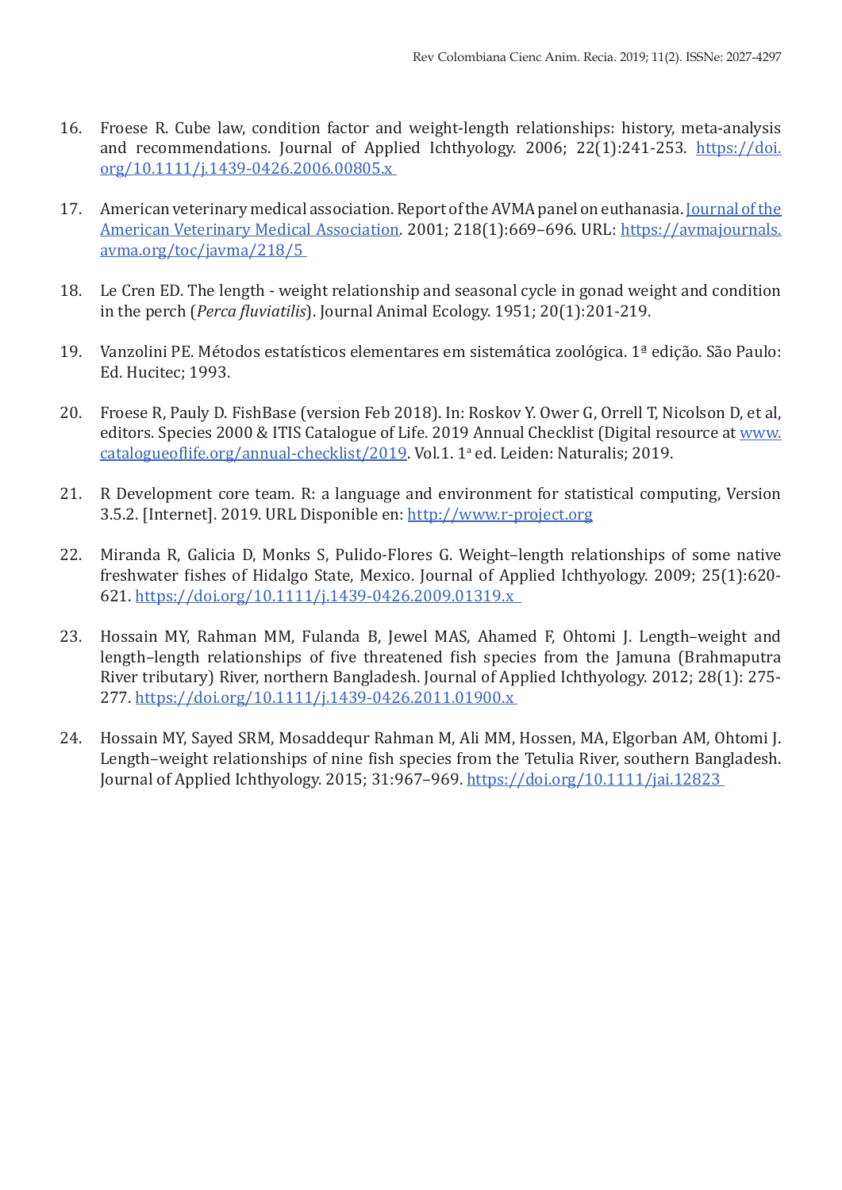16. Froese R. Cube law, condition factor and weight-length relationships: history, meta-analysis and recommendations. Journal of Applied Ichthyology. 2006; 22(1):241-253. https://doi.org/10.1111/j.1439-0426.2006.00805.x

17. American veterinary medical association. Report of the AVMA panel on euthanasia. Journal of the American Veterinary Medical Association. 2001; 218(1):669–696. URL: https://avmajournals.avma.org/toc/javma/218/5

18. Le Cren ED. The length - weight relationship and seasonal cycle in gonad weight and condition in the perch (*Perca fluviatilis*). Journal Animal Ecology. 1951; 20(1):201-219.

19. Vanzolini PE. Métodos estatísticos elementares em sistemática zoológica. 1ª edição. São Paulo: Ed. Hucitec; 1993.

20. Froese R, Pauly D. FishBase (version Feb 2018). In: Roskov Y. Ower G, Orrell T, Nicolson D, et al, editors. Species 2000 & ITIS Catalogue of Life. 2019 Annual Checklist (Digital resource at www.catalogueoflife.org/annual-checklist/2019. Vol.1. 1ª ed. Leiden: Naturalis; 2019.

21. R Development core team. R: a language and environment for statistical computing, Version 3.5.2. [Internet]. 2019. URL Disponible en: http://www.r-project.org

22. Miranda R, Galicia D, Monks S, Pulido-Flores G. Weight–length relationships of some native freshwater fishes of Hidalgo State, Mexico. Journal of Applied Ichthyology. 2009; 25(1):620-621. https://doi.org/10.1111/j.1439-0426.2009.01319.x

23. Hossain MY, Rahman MM, Fulanda B, Jewel MAS, Ahamed F, Ohtomi J. Length–weight and length–length relationships of five threatened fish species from the Jamuna (Brahmaputra River tributary) River, northern Bangladesh. Journal of Applied Ichthyology. 2012; 28(1): 275-277. https://doi.org/10.1111/j.1439-0426.2011.01900.x

24. Hossain MY, Sayed SRM, Mosaddequr Rahman M, Ali MM, Hossen, MA, Elgorban AM, Ohtomi J. Length–weight relationships of nine fish species from the Tetulia River, southern Bangladesh. Journal of Applied Ichthyology. 2015; 31:967–969. https://doi.org/10.1111/jai.12823